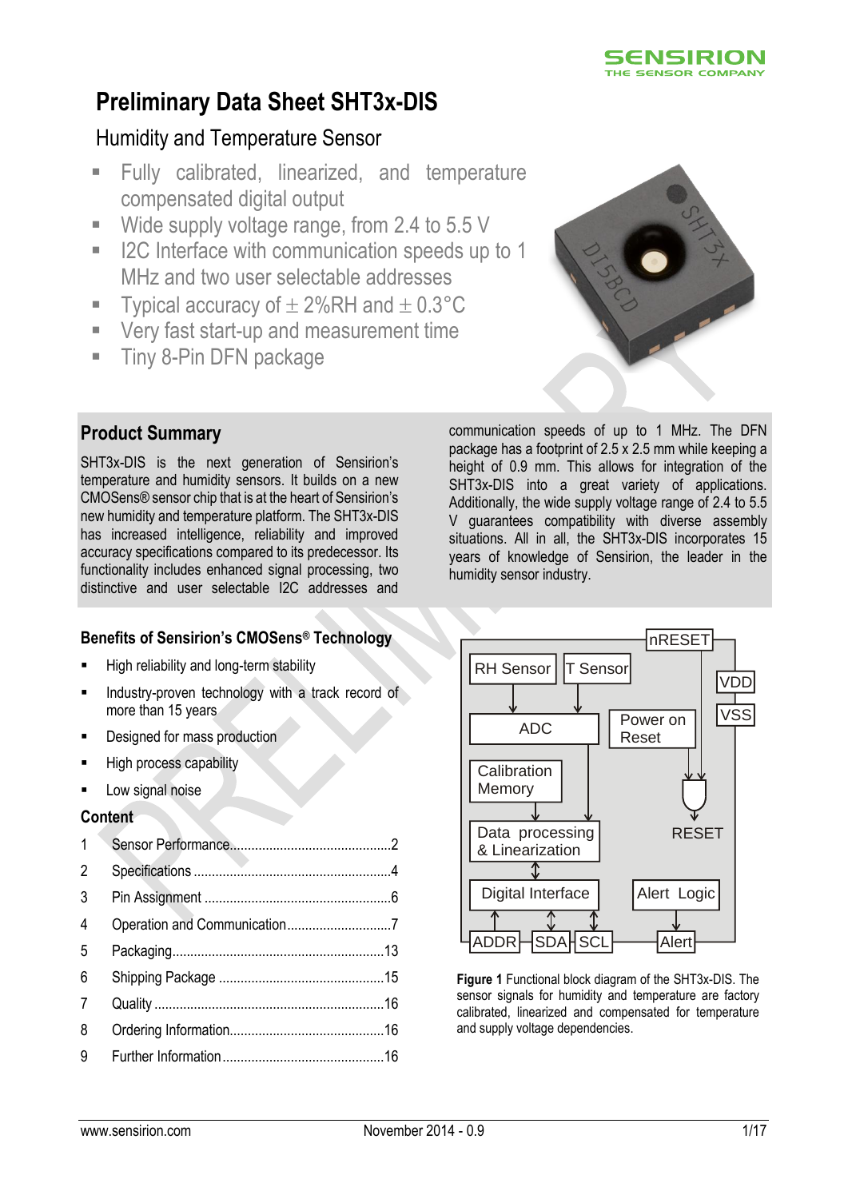# Preliminary Data Sheet SHT3x-DIS

## Humidity and Temperature Sensor

- Fully calibrated, linearized, and temperature compensated digital output
- Wide supply voltage range, from 2.4 to 5.5 V
- I2C Interface with communication speeds up to 1 MHz and two user selectable addresses
- Typical accuracy of ± 2%RH and ± 0.3°C
- Very fast start-up and measurement time
- Tiny 8-Pin DFN package

## Product Summary

SHT3x-DIS is the next generation of Sensirion's temperature and humidity sensors. It builds on a new CMOSens® sensor chip that is at the heart of Sensirion's new humidity and temperature platform. The SHT3x-DIS has increased intelligence, reliability and improved accuracy specifications compared to its predecessor. Its functionality includes enhanced signal processing, two distinctive and user selectable I2C addresses and communication speeds of up to 1 MHz. The DFN package has a footprint of 2.5 x 2.5 mm while keeping a height of 0.9 mm. This allows for integration of the SHT3x-DIS into a great variety of applications. Additionally, the wide supply voltage range of 2.4 to 5.5 V guarantees compatibility with diverse assembly situations. All in all, the SHT3x-DIS incorporates 15 years of knowledge of Sensirion, the leader in the humidity sensor industry.

### Benefits of Sensirion's CMOSens® Technology

- High reliability and long-term stability
- Industry-proven technology with a track record of more than 15 years
- Designed for mass production
- High process capability
- Low signal noise

### Content

| | | |
|---|---|---|
| 1 | Sensor Performance | 2 |
| 2 | Specifications | 4 |
| 3 | Pin Assignment | 6 |
| 4 | Operation and Communication | 7 |
| 5 | Packaging | 13 |
| 6 | Shipping Package | 15 |
| 7 | Quality | 16 |
| 8 | Ordering Information | 16 |
| 9 | Further Information | 16 |

**Figure 1** Functional block diagram of the SHT3x-DIS. The sensor signals for humidity and temperature are factory calibrated, linearized and compensated for temperature and supply voltage dependencies.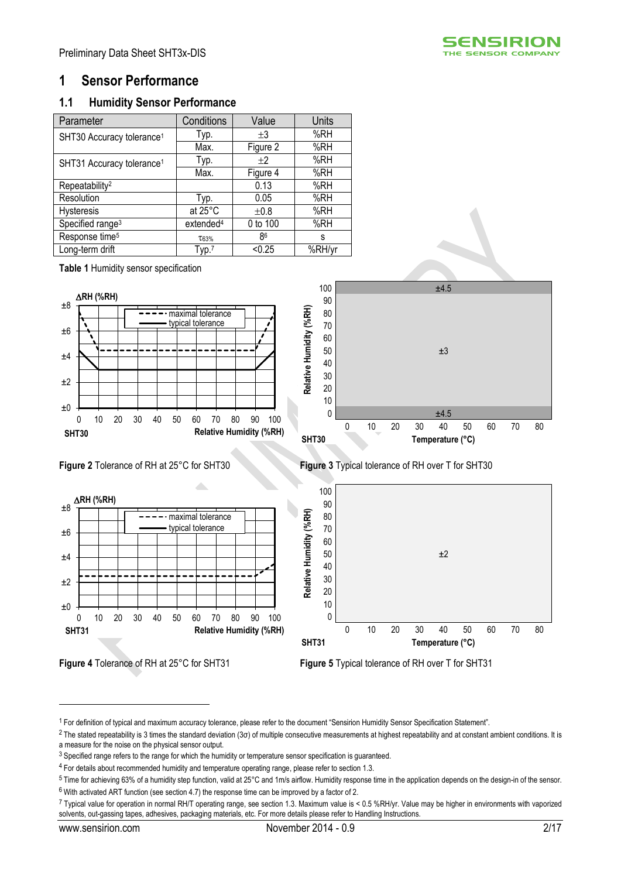# 1 Sensor Performance

## 1.1 Humidity Sensor Performance

| Parameter | Conditions | Value | Units |
|---|---|---|---|
| SHT30 Accuracy tolerance[1] | Typ. | ±3 | %RH |
| | Max. | Figure 2 | %RH |
| SHT31 Accuracy tolerance[1] | Typ. | ±2 | %RH |
| | Max. | Figure 4 | %RH |
| Repeatability[2] | | 0.13 | %RH |
| Resolution | Typ. | 0.05 | %RH |
| Hysteresis | at 25°C | ±0.8 | %RH |
| Specified range[3] | extended[4] | 0 to 100 | %RH |
| Response time[5] | $\tau_{63\%}$ | 8[6] | s |
| Long-term drift | Typ.[7] | <0.25 | %RH/yr |

**Table 1** Humidity sensor specification

**Figure 2** Tolerance of RH at 25°C for SHT30

**Figure 3** Typical tolerance of RH over T for SHT30

**Figure 4** Tolerance of RH at 25°C for SHT31

**Figure 5** Typical tolerance of RH over T for SHT31

---

[1] For definition of typical and maximum accuracy tolerance, please refer to the document "Sensirion Humidity Sensor Specification Statement".

[2] The stated repeatability is 3 times the standard deviation (3σ) of multiple consecutive measurements at highest repeatability and at constant ambient conditions. It is a measure for the noise on the physical sensor output.

[3] Specified range refers to the range for which the humidity or temperature sensor specification is guaranteed.

[4] For details about recommended humidity and temperature operating range, please refer to section 1.3.

[5] Time for achieving 63% of a humidity step function, valid at 25°C and 1m/s airflow. Humidity response time in the application depends on the design-in of the sensor.

[6] With activated ART function (see section 4.7) the response time can be improved by a factor of 2.

[7] Typical value for operation in normal RH/T operating range, see section 1.3. Maximum value is < 0.5 %RH/yr. Value may be higher in environments with vaporized solvents, out-gassing tapes, adhesives, packaging materials, etc. For more details please refer to Handling Instructions.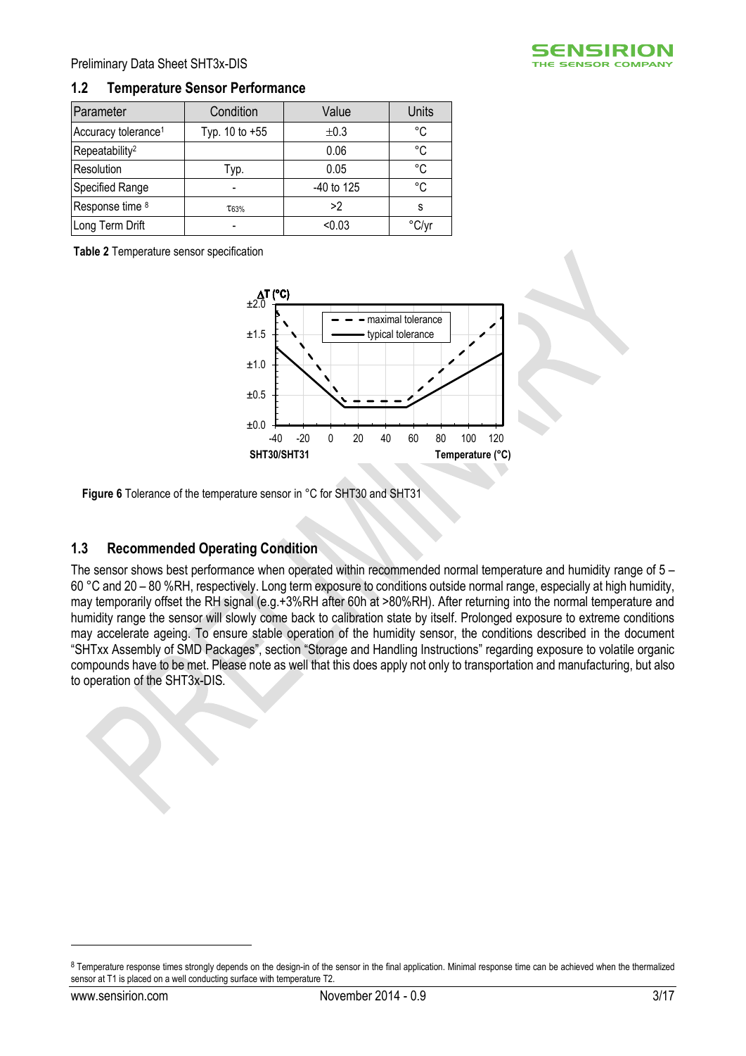## 1.2 Temperature Sensor Performance

| Parameter | Condition | Value | Units |
|---|---|---|---|
| Accuracy tolerance[1] | Typ. 10 to +55 | ±0.3 | °C |
| Repeatability[2] | | 0.06 | °C |
| Resolution | Typ. | 0.05 | °C |
| Specified Range | - | -40 to 125 | °C |
| Response time [8] | $\tau_{63\%}$ | >2 | s |
| Long Term Drift | - | <0.03 | °C/yr |

**Table 2** Temperature sensor specification

**Figure 6** Tolerance of the temperature sensor in °C for SHT30 and SHT31

## 1.3 Recommended Operating Condition

The sensor shows best performance when operated within recommended normal temperature and humidity range of 5 – 60 °C and 20 – 80 %RH, respectively. Long term exposure to conditions outside normal range, especially at high humidity, may temporarily offset the RH signal (e.g.+3%RH after 60h at >80%RH). After returning into the normal temperature and humidity range the sensor will slowly come back to calibration state by itself. Prolonged exposure to extreme conditions may accelerate ageing. To ensure stable operation of the humidity sensor, the conditions described in the document "SHTxx Assembly of SMD Packages", section "Storage and Handling Instructions" regarding exposure to volatile organic compounds have to be met. Please note as well that this does apply not only to transportation and manufacturing, but also to operation of the SHT3x-DIS.

[8] Temperature response times strongly depends on the design-in of the sensor in the final application. Minimal response time can be achieved when the thermalized sensor at T1 is placed on a well conducting surface with temperature T2.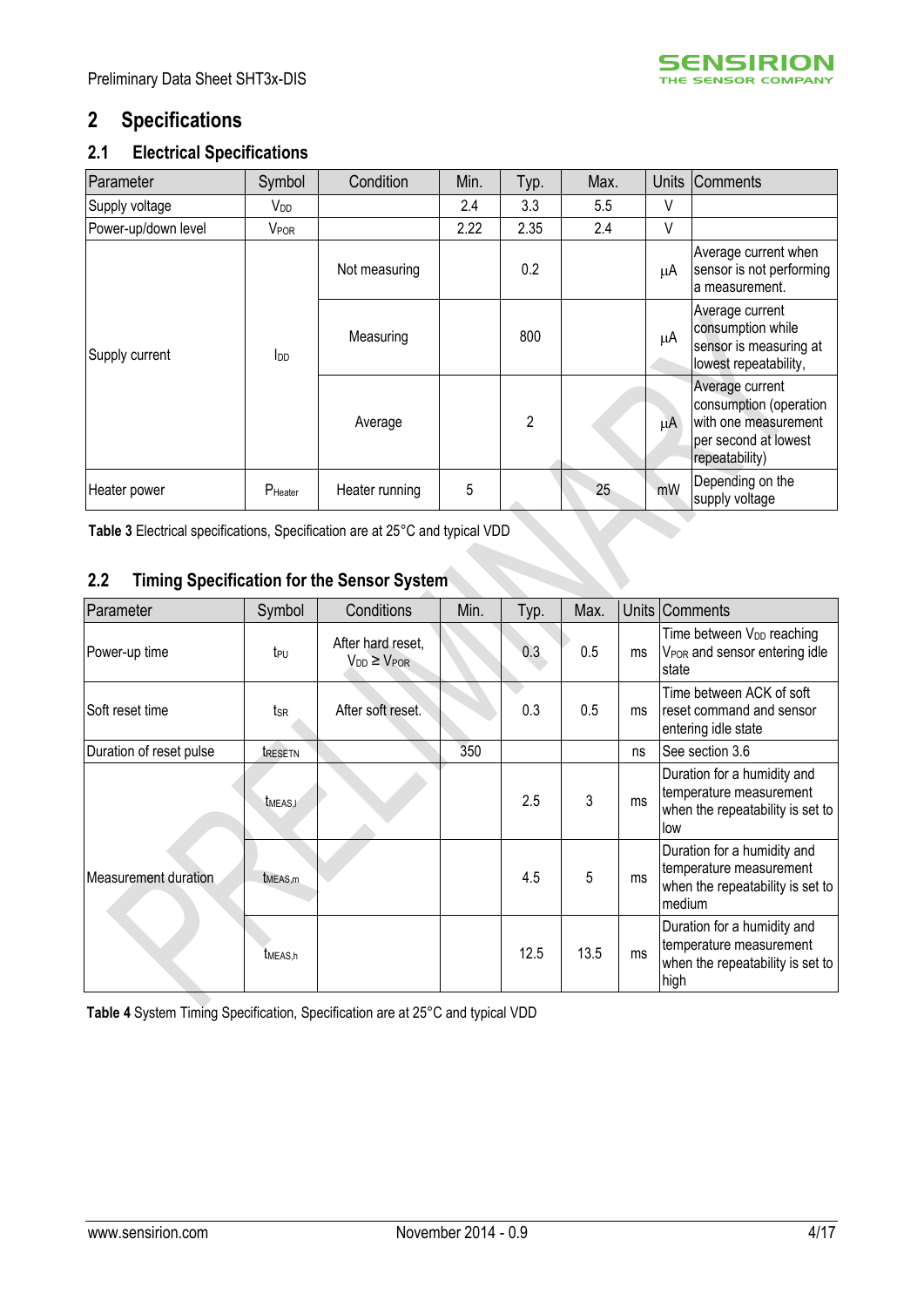# 2 Specifications

## 2.1 Electrical Specifications

| Parameter | Symbol | Condition | Min. | Typ. | Max. | Units | Comments |
|---|---|---|---|---|---|---|---|
| Supply voltage | $V_{DD}$ | | 2.4 | 3.3 | 5.5 | V | |
| Power-up/down level | $V_{POR}$ | | 2.22 | 2.35 | 2.4 | V | |
| Supply current | $I_{DD}$ | Not measuring | | 0.2 | | μA | Average current when sensor is not performing a measurement. |
| | | Measuring | | 800 | | μA | Average current consumption while sensor is measuring at lowest repeatability, |
| | | Average | | 2 | | μA | Average current consumption (operation with one measurement per second at lowest repeatability) |
| Heater power | $P_{Heater}$ | Heater running | 5 | | 25 | mW | Depending on the supply voltage |

**Table 3** Electrical specifications, Specification are at 25°C and typical VDD

## 2.2 Timing Specification for the Sensor System

| Parameter | Symbol | Conditions | Min. | Typ. | Max. | Units | Comments |
|---|---|---|---|---|---|---|---|
| Power-up time | $t_{PU}$ | After hard reset, $V_{DD} \geq V_{POR}$ | | 0.3 | 0.5 | ms | Time between $V_{DD}$ reaching $V_{POR}$ and sensor entering idle state |
| Soft reset time | $t_{SR}$ | After soft reset. | | 0.3 | 0.5 | ms | Time between ACK of soft reset command and sensor entering idle state |
| Duration of reset pulse | $t_{RESETN}$ | | 350 | | | ns | See section 3.6 |
| Measurement duration | $t_{MEAS,l}$ | | | 2.5 | 3 | ms | Duration for a humidity and temperature measurement when the repeatability is set to low |
| | $t_{MEAS,m}$ | | | 4.5 | 5 | ms | Duration for a humidity and temperature measurement when the repeatability is set to medium |
| | $t_{MEAS,h}$ | | | 12.5 | 13.5 | ms | Duration for a humidity and temperature measurement when the repeatability is set to high |

**Table 4** System Timing Specification, Specification are at 25°C and typical VDD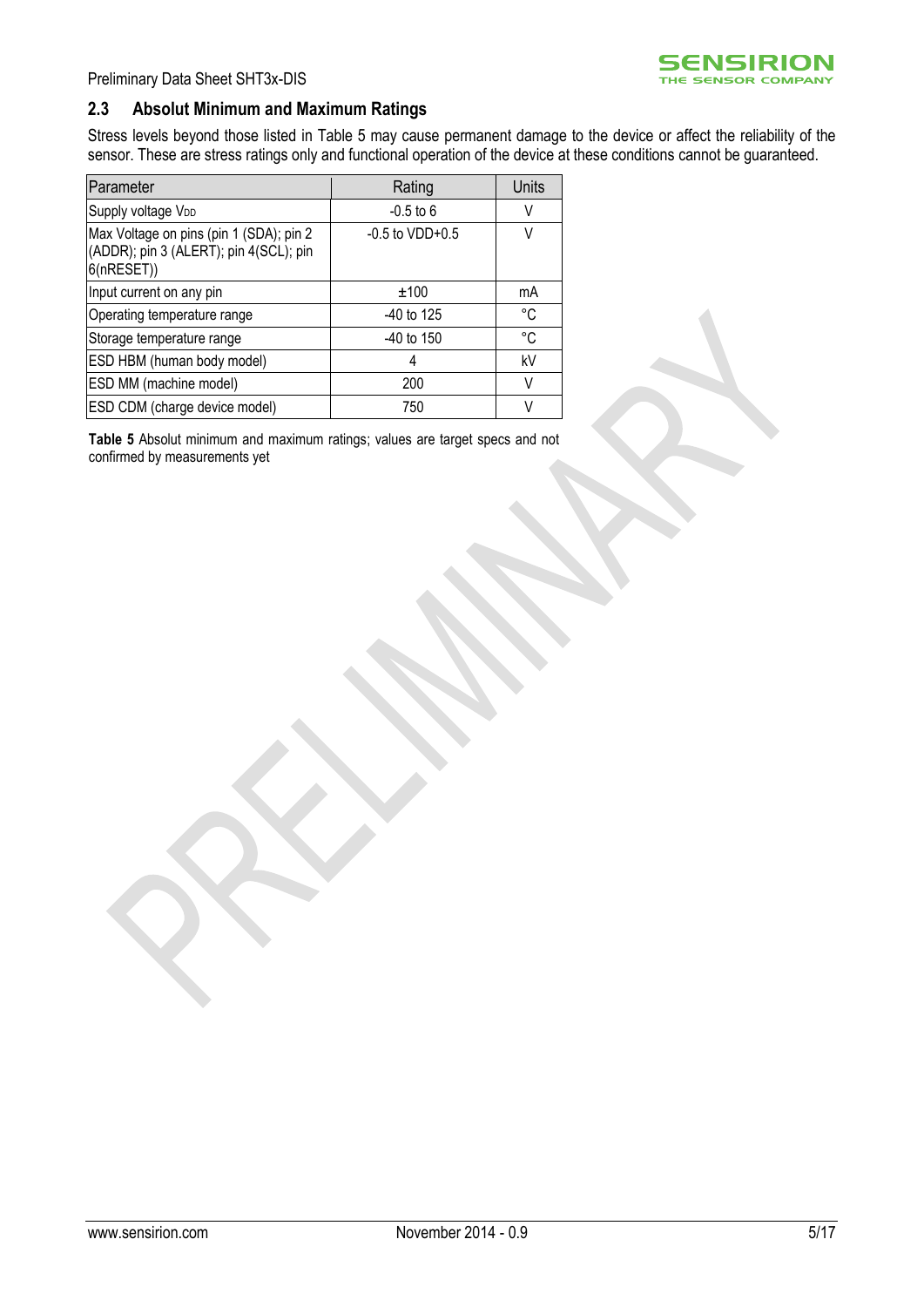## 2.3 Absolut Minimum and Maximum Ratings

Stress levels beyond those listed in Table 5 may cause permanent damage to the device or affect the reliability of the sensor. These are stress ratings only and functional operation of the device at these conditions cannot be guaranteed.

| Parameter | Rating | Units |
|---|---|---|
| Supply voltage $V_{DD}$ | -0.5 to 6 | V |
| Max Voltage on pins (pin 1 (SDA); pin 2 (ADDR); pin 3 (ALERT); pin 4(SCL); pin 6(nRESET)) | -0.5 to VDD+0.5 | V |
| Input current on any pin | ±100 | mA |
| Operating temperature range | -40 to 125 | °C |
| Storage temperature range | -40 to 150 | °C |
| ESD HBM (human body model) | 4 | kV |
| ESD MM (machine model) | 200 | V |
| ESD CDM (charge device model) | 750 | V |

**Table 5** Absolut minimum and maximum ratings; values are target specs and not confirmed by measurements yet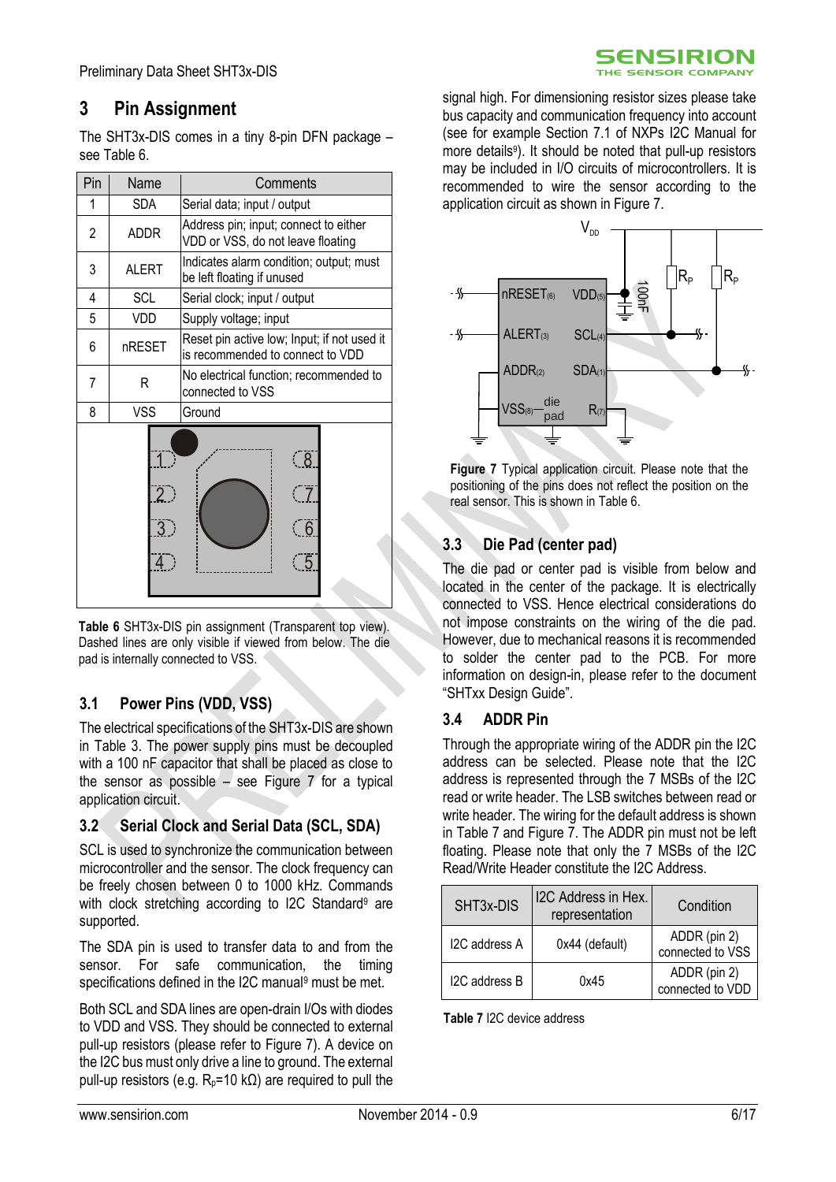## 3 Pin Assignment

The SHT3x-DIS comes in a tiny 8-pin DFN package – see Table 6.

| Pin | Name | Comments |
|---|---|---|
| 1 | SDA | Serial data; input / output |
| 2 | ADDR | Address pin; input; connect to either VDD or VSS, do not leave floating |
| 3 | ALERT | Indicates alarm condition; output; must be left floating if unused |
| 4 | SCL | Serial clock; input / output |
| 5 | VDD | Supply voltage; input |
| 6 | nRESET | Reset pin active low; Input; if not used it is recommended to connect to VDD |
| 7 | R | No electrical function; recommended to connected to VSS |
| 8 | VSS | Ground |

**Table 6** SHT3x-DIS pin assignment (Transparent top view). Dashed lines are only visible if viewed from below. The die pad is internally connected to VSS.

### 3.1 Power Pins (VDD, VSS)

The electrical specifications of the SHT3x-DIS are shown in Table 3. The power supply pins must be decoupled with a 100 nF capacitor that shall be placed as close to the sensor as possible – see Figure 7 for a typical application circuit.

### 3.2 Serial Clock and Serial Data (SCL, SDA)

SCL is used to synchronize the communication between microcontroller and the sensor. The clock frequency can be freely chosen between 0 to 1000 kHz. Commands with clock stretching according to I2C Standard[9] are supported.

The SDA pin is used to transfer data to and from the sensor. For safe communication, the timing specifications defined in the I2C manual[9] must be met.

Both SCL and SDA lines are open-drain I/Os with diodes to VDD and VSS. They should be connected to external pull-up resistors (please refer to Figure 7). A device on the I2C bus must only drive a line to ground. The external pull-up resistors (e.g. $R_p$=10 kΩ) are required to pull the signal high. For dimensioning resistor sizes please take bus capacity and communication frequency into account (see for example Section 7.1 of NXPs I2C Manual for more details[9]). It should be noted that pull-up resistors may be included in I/O circuits of microcontrollers. It is recommended to wire the sensor according to the application circuit as shown in Figure 7.

**Figure 7** Typical application circuit. Please note that the positioning of the pins does not reflect the position on the real sensor. This is shown in Table 6.

### 3.3 Die Pad (center pad)

The die pad or center pad is visible from below and located in the center of the package. It is electrically connected to VSS. Hence electrical considerations do not impose constraints on the wiring of the die pad. However, due to mechanical reasons it is recommended to solder the center pad to the PCB. For more information on design-in, please refer to the document "SHTxx Design Guide".

### 3.4 ADDR Pin

Through the appropriate wiring of the ADDR pin the I2C address can be selected. Please note that the I2C address is represented through the 7 MSBs of the I2C read or write header. The LSB switches between read or write header. The wiring for the default address is shown in Table 7 and Figure 7. The ADDR pin must not be left floating. Please note that only the 7 MSBs of the I2C Read/Write Header constitute the I2C Address.

| SHT3x-DIS | I2C Address in Hex. representation | Condition |
|---|---|---|
| I2C address A | 0x44 (default) | ADDR (pin 2) connected to VSS |
| I2C address B | 0x45 | ADDR (pin 2) connected to VDD |

**Table 7** I2C device address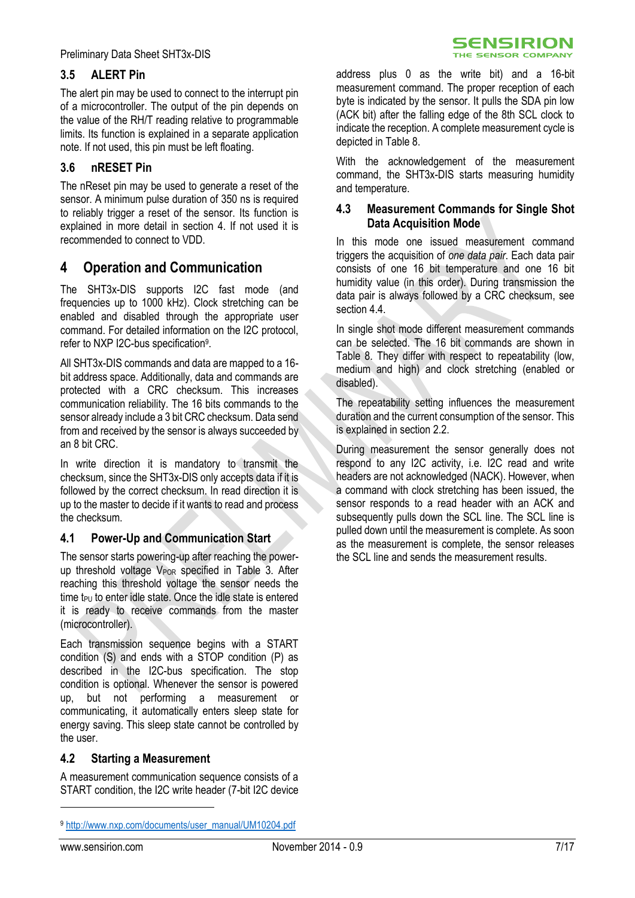### 3.5 ALERT Pin

The alert pin may be used to connect to the interrupt pin of a microcontroller. The output of the pin depends on the value of the RH/T reading relative to programmable limits. Its function is explained in a separate application note. If not used, this pin must be left floating.

### 3.6 nRESET Pin

The nReset pin may be used to generate a reset of the sensor. A minimum pulse duration of 350 ns is required to reliably trigger a reset of the sensor. Its function is explained in more detail in section 4. If not used it is recommended to connect to VDD.

## 4 Operation and Communication

The SHT3x-DIS supports I2C fast mode (and frequencies up to 1000 kHz). Clock stretching can be enabled and disabled through the appropriate user command. For detailed information on the I2C protocol, refer to NXP I2C-bus specification[9].

All SHT3x-DIS commands and data are mapped to a 16-bit address space. Additionally, data and commands are protected with a CRC checksum. This increases communication reliability. The 16 bits commands to the sensor already include a 3 bit CRC checksum. Data send from and received by the sensor is always succeeded by an 8 bit CRC.

In write direction it is mandatory to transmit the checksum, since the SHT3x-DIS only accepts data if it is followed by the correct checksum. In read direction it is up to the master to decide if it wants to read and process the checksum.

### 4.1 Power-Up and Communication Start

The sensor starts powering-up after reaching the power-up threshold voltage $V_{POR}$ specified in Table 3. After reaching this threshold voltage the sensor needs the time $t_{PU}$ to enter idle state. Once the idle state is entered it is ready to receive commands from the master (microcontroller).

Each transmission sequence begins with a START condition (S) and ends with a STOP condition (P) as described in the I2C-bus specification. The stop condition is optional. Whenever the sensor is powered up, but not performing a measurement or communicating, it automatically enters sleep state for energy saving. This sleep state cannot be controlled by the user.

### 4.2 Starting a Measurement

A measurement communication sequence consists of a START condition, the I2C write header (7-bit I2C device address plus 0 as the write bit) and a 16-bit measurement command. The proper reception of each byte is indicated by the sensor. It pulls the SDA pin low (ACK bit) after the falling edge of the 8th SCL clock to indicate the reception. A complete measurement cycle is depicted in Table 8.

With the acknowledgement of the measurement command, the SHT3x-DIS starts measuring humidity and temperature.

### 4.3 Measurement Commands for Single Shot Data Acquisition Mode

In this mode one issued measurement command triggers the acquisition of *one data pair*. Each data pair consists of one 16 bit temperature and one 16 bit humidity value (in this order). During transmission the data pair is always followed by a CRC checksum, see section 4.4.

In single shot mode different measurement commands can be selected. The 16 bit commands are shown in Table 8. They differ with respect to repeatability (low, medium and high) and clock stretching (enabled or disabled).

The repeatability setting influences the measurement duration and the current consumption of the sensor. This is explained in section 2.2.

During measurement the sensor generally does not respond to any I2C activity, i.e. I2C read and write headers are not acknowledged (NACK). However, when a command with clock stretching has been issued, the sensor responds to a read header with an ACK and subsequently pulls down the SCL line. The SCL line is pulled down until the measurement is complete. As soon as the measurement is complete, the sensor releases the SCL line and sends the measurement results.

---

[9] http://www.nxp.com/documents/user_manual/UM10204.pdf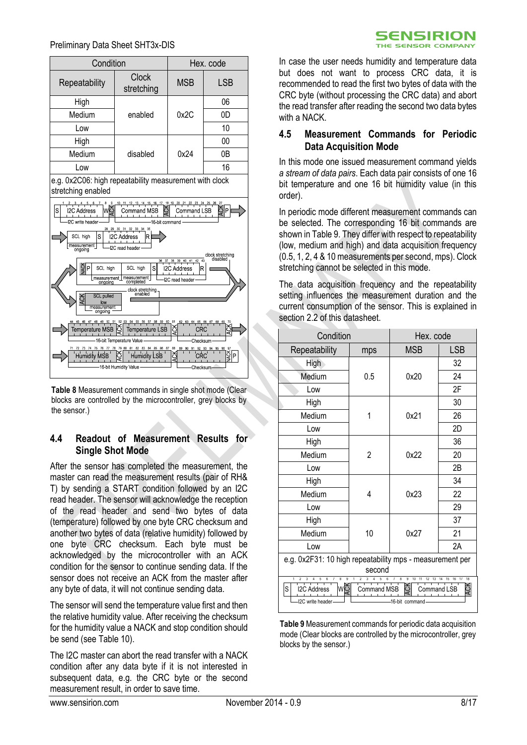Preliminary Data Sheet SHT3x-DIS

| Condition | | Hex. code | |
|---|---|---|---|
| Repeatability | Clock stretching | MSB | LSB |
| High | enabled | 0x2C | 06 |
| Medium | | | 0D |
| Low | | | 10 |
| High | disabled | 0x24 | 00 |
| Medium | | | 0B |
| Low | | | 16 |

e.g. 0x2C06: high repeatability measurement with clock stretching enabled

**Table 8** Measurement commands in single shot mode (Clear blocks are controlled by the microcontroller, grey blocks by the sensor.)

## 4.4 Readout of Measurement Results for Single Shot Mode

After the sensor has completed the measurement, the master can read the measurement results (pair of RH& T) by sending a START condition followed by an I2C read header. The sensor will acknowledge the reception of the read header and send two bytes of data (temperature) followed by one byte CRC checksum and another two bytes of data (relative humidity) followed by one byte CRC checksum. Each byte must be acknowledged by the microcontroller with an ACK condition for the sensor to continue sending data. If the sensor does not receive an ACK from the master after any byte of data, it will not continue sending data.

The sensor will send the temperature value first and then the relative humidity value. After receiving the checksum for the humidity value a NACK and stop condition should be send (see Table 10).

The I2C master can abort the read transfer with a NACK condition after any data byte if it is not interested in subsequent data, e.g. the CRC byte or the second measurement result, in order to save time.

In case the user needs humidity and temperature data but does not want to process CRC data, it is recommended to read the first two bytes of data with the CRC byte (without processing the CRC data) and abort the read transfer after reading the second two data bytes with a NACK.

## 4.5 Measurement Commands for Periodic Data Acquisition Mode

In this mode one issued measurement command yields *a stream of data pairs*. Each data pair consists of one 16 bit temperature and one 16 bit humidity value (in this order).

In periodic mode different measurement commands can be selected. The corresponding 16 bit commands are shown in Table 9. They differ with respect to repeatability (low, medium and high) and data acquisition frequency (0.5, 1, 2, 4 & 10 measurements per second, mps). Clock stretching cannot be selected in this mode.

The data acquisition frequency and the repeatability setting influences the measurement duration and the current consumption of the sensor. This is explained in section 2.2 of this datasheet.

| Condition | | Hex. code | |
|---|---|---|---|
| Repeatability | mps | MSB | LSB |
| High | 0.5 | 0x20 | 32 |
| Medium | | | 24 |
| Low | | | 2F |
| High | 1 | 0x21 | 30 |
| Medium | | | 26 |
| Low | | | 2D |
| High | 2 | 0x22 | 36 |
| Medium | | | 20 |
| Low | | | 2B |
| High | 4 | 0x23 | 34 |
| Medium | | | 22 |
| Low | | | 29 |
| High | 10 | 0x27 | 37 |
| Medium | | | 21 |
| Low | | | 2A |

e.g. 0x2F31: 10 high repeatability mps - measurement per second

**Table 9** Measurement commands for periodic data acquisition mode (Clear blocks are controlled by the microcontroller, grey blocks by the sensor.)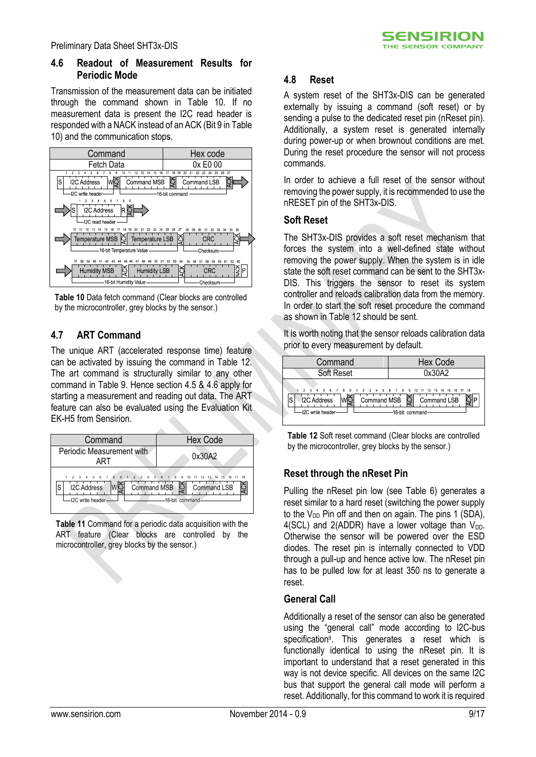## 4.6 Readout of Measurement Results for Periodic Mode

Transmission of the measurement data can be initiated through the command shown in Table 10. If no measurement data is present the I2C read header is responded with a NACK instead of an ACK (Bit 9 in Table 10) and the communication stops.

| Command | Hex code |
|---|---|
| Fetch Data | 0x E0 00 |

**Table 10** Data fetch command (Clear blocks are controlled by the microcontroller, grey blocks by the sensor.)

## 4.7 ART Command

The unique ART (accelerated response time) feature can be activated by issuing the command in Table 12. The art command is structurally similar to any other command in Table 9. Hence section 4.5 & 4.6 apply for starting a measurement and reading out data. The ART feature can also be evaluated using the Evaluation Kit EK-H5 from Sensirion.

| Command | Hex Code |
|---|---|
| Periodic Measurement with ART | 0x30A2 |

**Table 11** Command for a periodic data acquisition with the ART feature (Clear blocks are controlled by the microcontroller, grey blocks by the sensor.)

## 4.8 Reset

A system reset of the SHT3x-DIS can be generated externally by issuing a command (soft reset) or by sending a pulse to the dedicated reset pin (nReset pin). Additionally, a system reset is generated internally during power-up or when brownout conditions are met. During the reset procedure the sensor will not process commands.

In order to achieve a full reset of the sensor without removing the power supply, it is recommended to use the nRESET pin of the SHT3x-DIS.

### Soft Reset

The SHT3x-DIS provides a soft reset mechanism that forces the system into a well-defined state without removing the power supply. When the system is in idle state the soft reset command can be sent to the SHT3x-DIS. This triggers the sensor to reset its system controller and reloads calibration data from the memory. In order to start the soft reset procedure the command as shown in Table 12 should be sent.

It is worth noting that the sensor reloads calibration data prior to every measurement by default.

| Command | Hex Code |
|---|---|
| Soft Reset | 0x30A2 |

**Table 12** Soft reset command (Clear blocks are controlled by the microcontroller, grey blocks by the sensor.)

### Reset through the nReset Pin

Pulling the nReset pin low (see Table 6) generates a reset similar to a hard reset (switching the power supply to the $V_{DD}$ Pin off and then on again. The pins 1 (SDA), 4(SCL) and 2(ADDR) have a lower voltage than $V_{DD}$. Otherwise the sensor will be powered over the ESD diodes. The reset pin is internally connected to VDD through a pull-up and hence active low. The nReset pin has to be pulled low for at least 350 ns to generate a reset.

### General Call

Additionally a reset of the sensor can also be generated using the "general call" mode according to I2C-bus specification[9]. This generates a reset which is functionally identical to using the nReset pin. It is important to understand that a reset generated in this way is not device specific. All devices on the same I2C bus that support the general call mode will perform a reset. Additionally, for this command to work it is required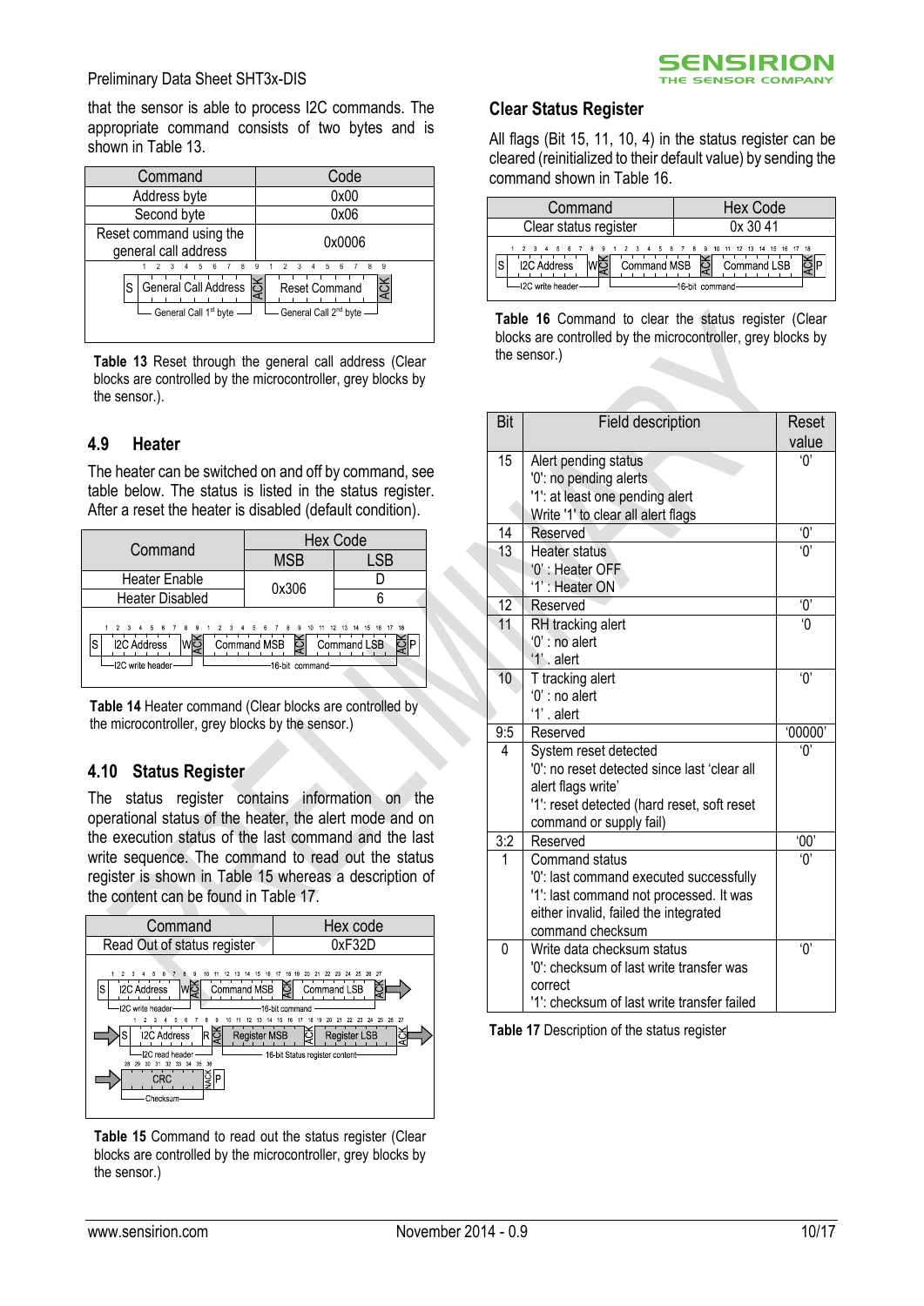that the sensor is able to process I2C commands. The appropriate command consists of two bytes and is shown in Table 13.

| Command | Code |
|---|---|
| Address byte | 0x00 |
| Second byte | 0x06 |
| Reset command using the general call address | 0x0006 |

**Table 13** Reset through the general call address (Clear blocks are controlled by the microcontroller, grey blocks by the sensor.).

## 4.9 Heater

The heater can be switched on and off by command, see table below. The status is listed in the status register. After a reset the heater is disabled (default condition).

| Command | Hex Code | |
|---|---|---|
| | MSB | LSB |
| Heater Enable | 0x306 | D |
| Heater Disabled | | 6 |

**Table 14** Heater command (Clear blocks are controlled by the microcontroller, grey blocks by the sensor.)

## 4.10 Status Register

The status register contains information on the operational status of the heater, the alert mode and on the execution status of the last command and the last write sequence. The command to read out the status register is shown in Table 15 whereas a description of the content can be found in Table 17.

| Command | Hex code |
|---|---|
| Read Out of status register | 0xF32D |

**Table 15** Command to read out the status register (Clear blocks are controlled by the microcontroller, grey blocks by the sensor.)

### Clear Status Register

All flags (Bit 15, 11, 10, 4) in the status register can be cleared (reinitialized to their default value) by sending the command shown in Table 16.

| Command | Hex Code |
|---|---|
| Clear status register | 0x 30 41 |

**Table 16** Command to clear the status register (Clear blocks are controlled by the microcontroller, grey blocks by the sensor.)

| Bit | Field description | Reset value |
|---|---|---|
| 15 | Alert pending status<br>'0': no pending alerts<br>'1': at least one pending alert<br>Write '1' to clear all alert flags | '0' |
| 14 | Reserved | '0' |
| 13 | Heater status<br>'0' : Heater OFF<br>'1' : Heater ON | '0' |
| 12 | Reserved | '0' |
| 11 | RH tracking alert<br>'0' : no alert<br>'1' . alert | '0 |
| 10 | T tracking alert<br>'0' : no alert<br>'1' . alert | '0' |
| 9:5 | Reserved | '00000' |
| 4 | System reset detected<br>'0': no reset detected since last 'clear all alert flags write'<br>'1': reset detected (hard reset, soft reset command or supply fail) | '0' |
| 3:2 | Reserved | '00' |
| 1 | Command status<br>'0': last command executed successfully<br>'1': last command not processed. It was either invalid, failed the integrated command checksum | '0' |
| 0 | Write data checksum status<br>'0': checksum of last write transfer was correct<br>'1': checksum of last write transfer failed | '0' |

**Table 17** Description of the status register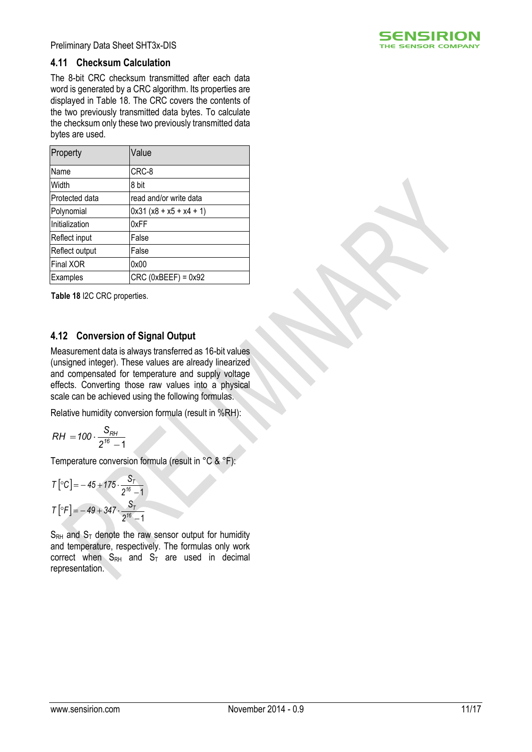### 4.11 Checksum Calculation

The 8-bit CRC checksum transmitted after each data word is generated by a CRC algorithm. Its properties are displayed in Table 18. The CRC covers the contents of the two previously transmitted data bytes. To calculate the checksum only these two previously transmitted data bytes are used.

| Property | Value |
|---|---|
| Name | CRC-8 |
| Width | 8 bit |
| Protected data | read and/or write data |
| Polynomial | 0x31 (x8 + x5 + x4 + 1) |
| Initialization | 0xFF |
| Reflect input | False |
| Reflect output | False |
| Final XOR | 0x00 |
| Examples | CRC (0xBEEF) = 0x92 |

**Table 18** I2C CRC properties.

### 4.12 Conversion of Signal Output

Measurement data is always transferred as 16-bit values (unsigned integer). These values are already linearized and compensated for temperature and supply voltage effects. Converting those raw values into a physical scale can be achieved using the following formulas.

Relative humidity conversion formula (result in %RH):

$$RH = 100 \cdot \frac{S_{RH}}{2^{16} - 1}$$

Temperature conversion formula (result in °C & °F):

$$T\left[^{\circ}C\right] = -45 + 175 \cdot \frac{S_T}{2^{16} - 1}$$

$$T\left[^{\circ}F\right] = -49 + 347 \cdot \frac{S_T}{2^{16} - 1}$$

$S_{RH}$ and $S_T$ denote the raw sensor output for humidity and temperature, respectively. The formulas only work correct when $S_{RH}$ and $S_T$ are used in decimal representation.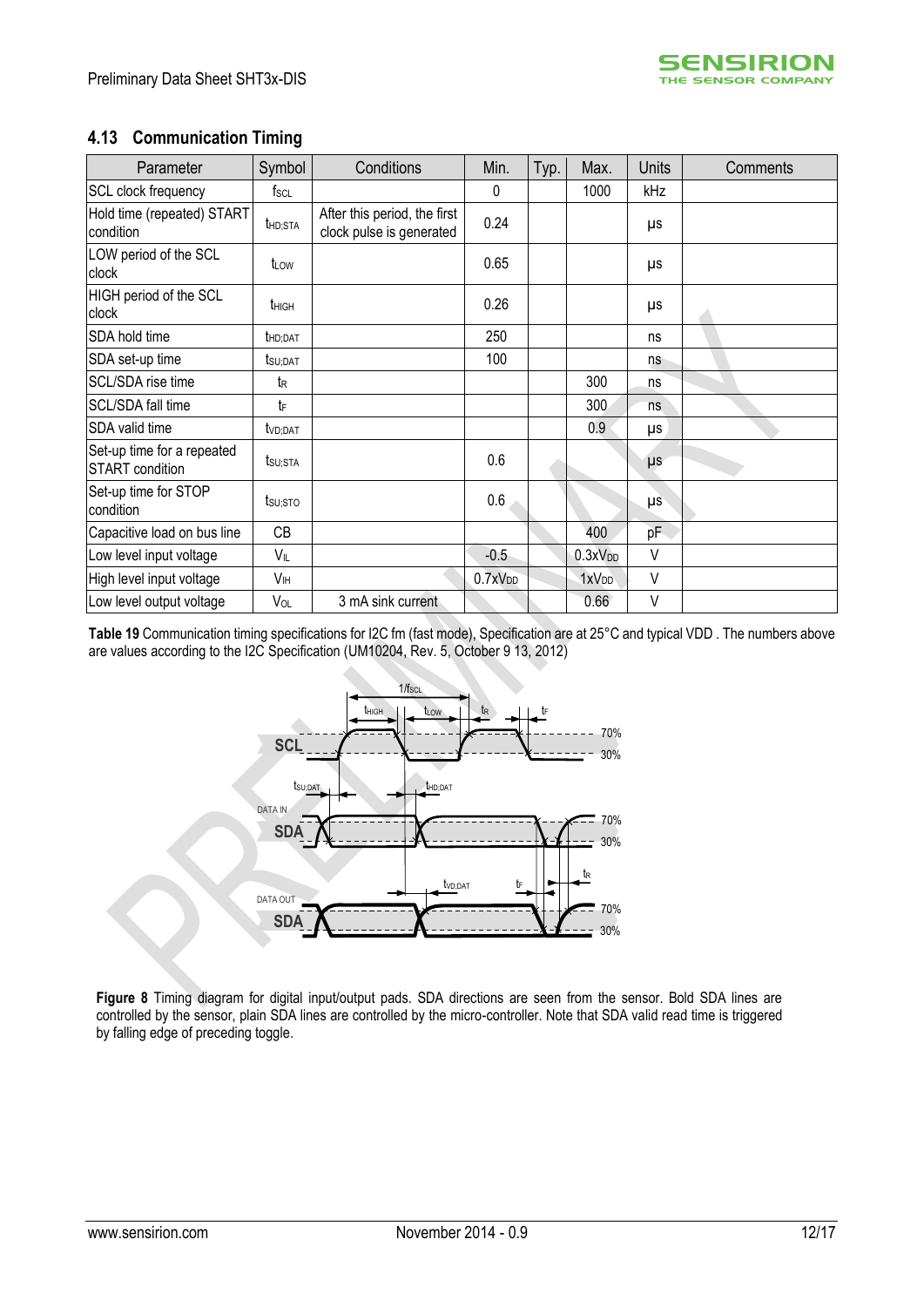## 4.13 Communication Timing

| Parameter | Symbol | Conditions | Min. | Typ. | Max. | Units | Comments |
|---|---|---|---|---|---|---|---|
| SCL clock frequency | $f_{SCL}$ | | 0 | | 1000 | kHz | |
| Hold time (repeated) START condition | $t_{HD;STA}$ | After this period, the first clock pulse is generated | 0.24 | | | µs | |
| LOW period of the SCL clock | $t_{LOW}$ | | 0.65 | | | µs | |
| HIGH period of the SCL clock | $t_{HIGH}$ | | 0.26 | | | µs | |
| SDA hold time | $t_{HD;DAT}$ | | 250 | | | ns | |
| SDA set-up time | $t_{SU;DAT}$ | | 100 | | | ns | |
| SCL/SDA rise time | $t_R$ | | | | 300 | ns | |
| SCL/SDA fall time | $t_F$ | | | | 300 | ns | |
| SDA valid time | $t_{VD;DAT}$ | | | | 0.9 | µs | |
| Set-up time for a repeated START condition | $t_{SU;STA}$ | | 0.6 | | | µs | |
| Set-up time for STOP condition | $t_{SU;STO}$ | | 0.6 | | | µs | |
| Capacitive load on bus line | CB | | | | 400 | pF | |
| Low level input voltage | $V_{IL}$ | | -0.5 | | $0.3xV_{DD}$ | V | |
| High level input voltage | $V_{IH}$ | | $0.7xV_{DD}$ | | $1xV_{DD}$ | V | |
| Low level output voltage | $V_{OL}$ | 3 mA sink current | | | 0.66 | V | |

**Table 19** Communication timing specifications for I2C fm (fast mode), Specification are at 25°C and typical VDD . The numbers above are values according to the I2C Specification (UM10204, Rev. 5, October 9 13, 2012)

**Figure 8** Timing diagram for digital input/output pads. SDA directions are seen from the sensor. Bold SDA lines are controlled by the sensor, plain SDA lines are controlled by the micro-controller. Note that SDA valid read time is triggered by falling edge of preceding toggle.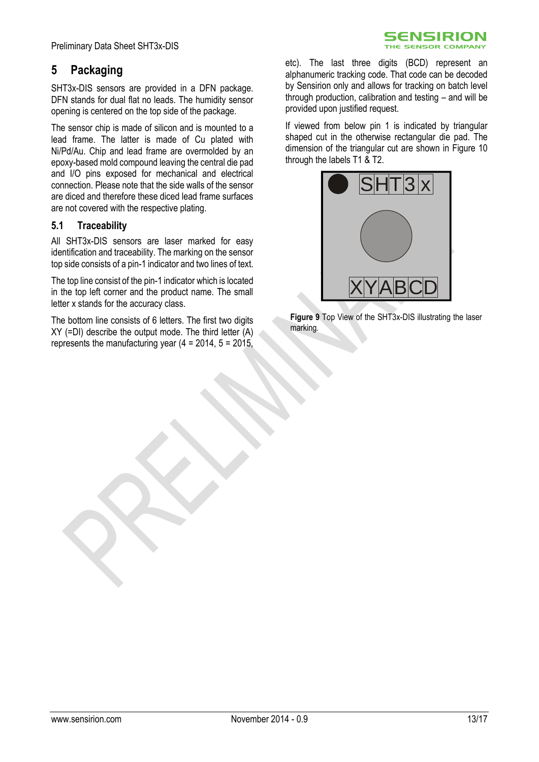## 5 Packaging

SHT3x-DIS sensors are provided in a DFN package. DFN stands for dual flat no leads. The humidity sensor opening is centered on the top side of the package.

The sensor chip is made of silicon and is mounted to a lead frame. The latter is made of Cu plated with Ni/Pd/Au. Chip and lead frame are overmolded by an epoxy-based mold compound leaving the central die pad and I/O pins exposed for mechanical and electrical connection. Please note that the side walls of the sensor are diced and therefore these diced lead frame surfaces are not covered with the respective plating.

### 5.1 Traceability

All SHT3x-DIS sensors are laser marked for easy identification and traceability. The marking on the sensor top side consists of a pin-1 indicator and two lines of text.

The top line consist of the pin-1 indicator which is located in the top left corner and the product name. The small letter x stands for the accuracy class.

The bottom line consists of 6 letters. The first two digits XY (=DI) describe the output mode. The third letter (A) represents the manufacturing year (4 = 2014, 5 = 2015, etc). The last three digits (BCD) represent an alphanumeric tracking code. That code can be decoded by Sensirion only and allows for tracking on batch level through production, calibration and testing – and will be provided upon justified request.

If viewed from below pin 1 is indicated by triangular shaped cut in the otherwise rectangular die pad. The dimension of the triangular cut are shown in Figure 10 through the labels T1 & T2.

SHT3x

XYABCD

**Figure 9** Top View of the SHT3x-DIS illustrating the laser marking.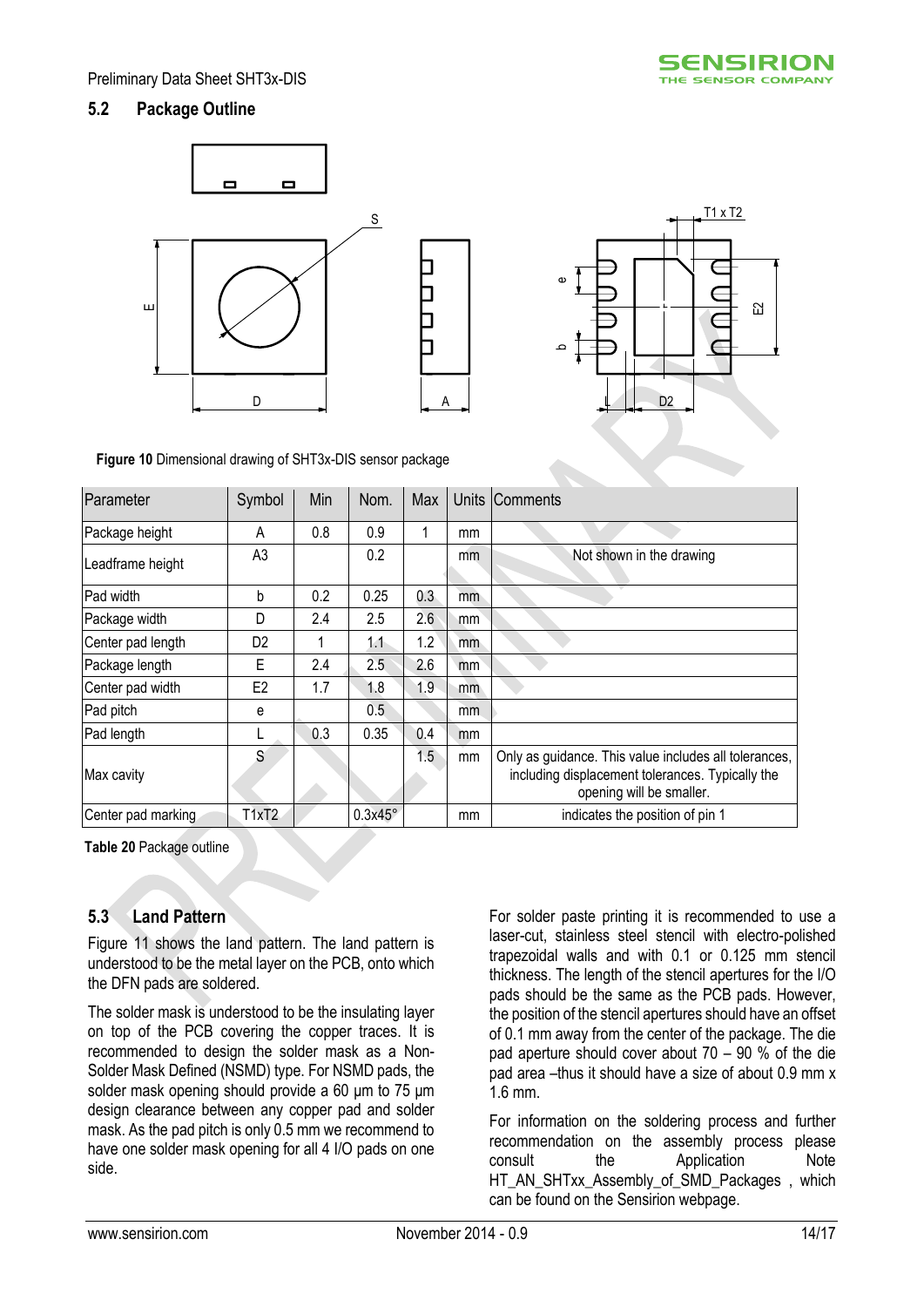## 5.2 Package Outline

**Figure 10** Dimensional drawing of SHT3x-DIS sensor package

| Parameter | Symbol | Min | Nom. | Max | Units | Comments |
|---|---|---|---|---|---|---|
| Package height | A | 0.8 | 0.9 | 1 | mm | |
| Leadframe height | A3 | | 0.2 | | mm | Not shown in the drawing |
| Pad width | b | 0.2 | 0.25 | 0.3 | mm | |
| Package width | D | 2.4 | 2.5 | 2.6 | mm | |
| Center pad length | D2 | 1 | 1.1 | 1.2 | mm | |
| Package length | E | 2.4 | 2.5 | 2.6 | mm | |
| Center pad width | E2 | 1.7 | 1.8 | 1.9 | mm | |
| Pad pitch | e | | 0.5 | | mm | |
| Pad length | L | 0.3 | 0.35 | 0.4 | mm | |
| Max cavity | S | | | 1.5 | mm | Only as guidance. This value includes all tolerances, including displacement tolerances. Typically the opening will be smaller. |
| Center pad marking | T1xT2 | | 0.3x45° | | mm | indicates the position of pin 1 |

**Table 20** Package outline

## 5.3 Land Pattern

Figure 11 shows the land pattern. The land pattern is understood to be the metal layer on the PCB, onto which the DFN pads are soldered.

The solder mask is understood to be the insulating layer on top of the PCB covering the copper traces. It is recommended to design the solder mask as a Non-Solder Mask Defined (NSMD) type. For NSMD pads, the solder mask opening should provide a 60 μm to 75 μm design clearance between any copper pad and solder mask. As the pad pitch is only 0.5 mm we recommend to have one solder mask opening for all 4 I/O pads on one side.

For solder paste printing it is recommended to use a laser-cut, stainless steel stencil with electro-polished trapezoidal walls and with 0.1 or 0.125 mm stencil thickness. The length of the stencil apertures for the I/O pads should be the same as the PCB pads. However, the position of the stencil apertures should have an offset of 0.1 mm away from the center of the package. The die pad aperture should cover about 70 – 90 % of the die pad area –thus it should have a size of about 0.9 mm x 1.6 mm.

For information on the soldering process and further recommendation on the assembly process please consult the Application Note HT_AN_SHTxx_Assembly_of_SMD_Packages , which can be found on the Sensirion webpage.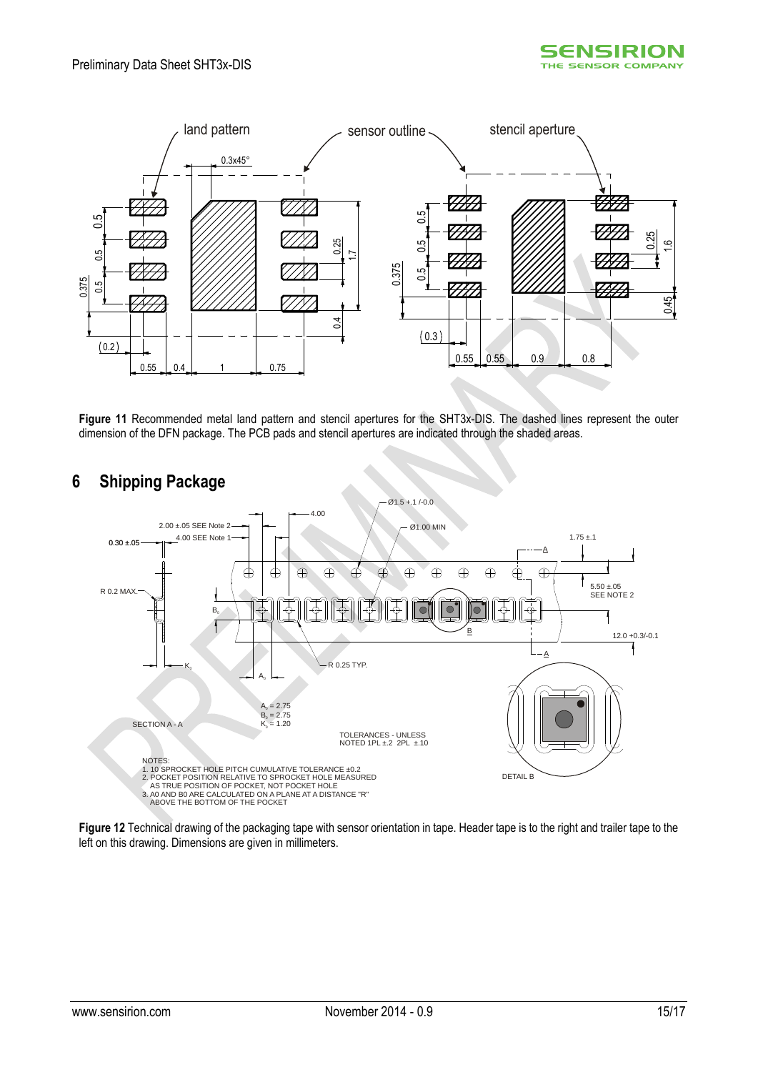**Figure 11** Recommended metal land pattern and stencil apertures for the SHT3x-DIS. The dashed lines represent the outer dimension of the DFN package. The PCB pads and stencil apertures are indicated through the shaded areas.

## 6 Shipping Package

**Figure 12** Technical drawing of the packaging tape with sensor orientation in tape. Header tape is to the right and trailer tape to the left on this drawing. Dimensions are given in millimeters.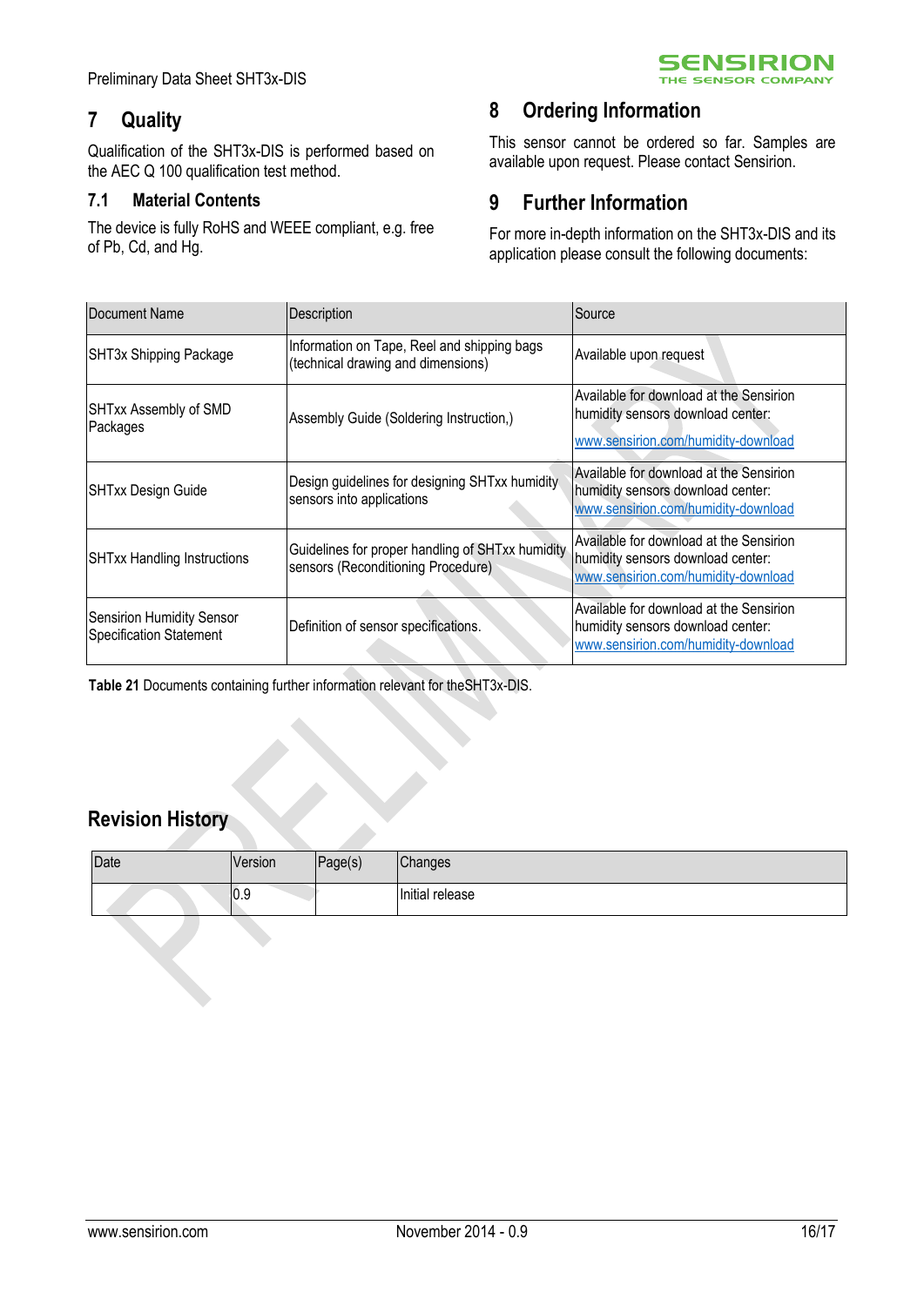## 7 Quality

Qualification of the SHT3x-DIS is performed based on the AEC Q 100 qualification test method.

### 7.1 Material Contents

The device is fully RoHS and WEEE compliant, e.g. free of Pb, Cd, and Hg.

## 8 Ordering Information

This sensor cannot be ordered so far. Samples are available upon request. Please contact Sensirion.

## 9 Further Information

For more in-depth information on the SHT3x-DIS and its application please consult the following documents:

| Document Name | Description | Source |
|---|---|---|
| SHT3x Shipping Package | Information on Tape, Reel and shipping bags (technical drawing and dimensions) | Available upon request |
| SHTxx Assembly of SMD Packages | Assembly Guide (Soldering Instruction,) | Available for download at the Sensirion humidity sensors download center: www.sensirion.com/humidity-download |
| SHTxx Design Guide | Design guidelines for designing SHTxx humidity sensors into applications | Available for download at the Sensirion humidity sensors download center: www.sensirion.com/humidity-download |
| SHTxx Handling Instructions | Guidelines for proper handling of SHTxx humidity sensors (Reconditioning Procedure) | Available for download at the Sensirion humidity sensors download center: www.sensirion.com/humidity-download |
| Sensirion Humidity Sensor Specification Statement | Definition of sensor specifications. | Available for download at the Sensirion humidity sensors download center: www.sensirion.com/humidity-download |

**Table 21** Documents containing further information relevant for theSHT3x-DIS.

## Revision History

| Date | Version | Page(s) | Changes |
|---|---|---|---|
| | 0.9 | | Initial release |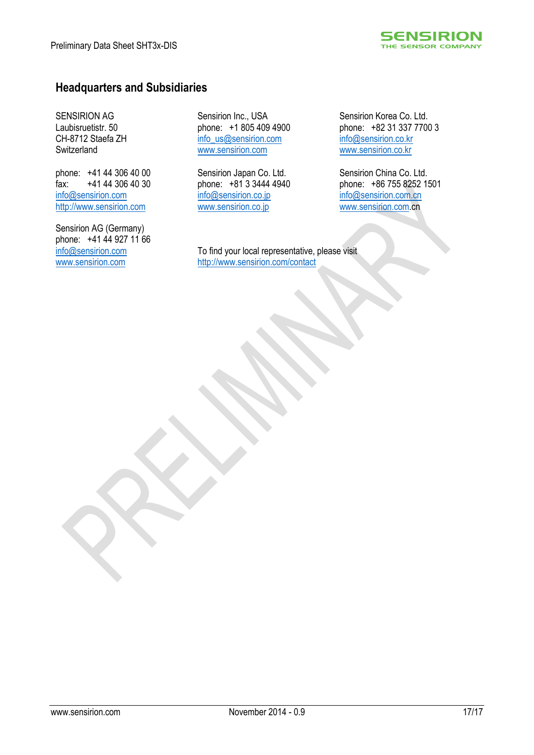## Headquarters and Subsidiaries

SENSIRION AG
Laubisruetistr. 50
CH-8712 Staefa ZH
Switzerland

phone: +41 44 306 40 00
fax: +41 44 306 40 30
info@sensirion.com
http://www.sensirion.com

Sensirion AG (Germany)
phone: +41 44 927 11 66
info@sensirion.com
www.sensirion.com

Sensirion Inc., USA
phone: +1 805 409 4900
info_us@sensirion.com
www.sensirion.com

Sensirion Japan Co. Ltd.
phone: +81 3 3444 4940
info@sensirion.co.jp
www.sensirion.co.jp

Sensirion Korea Co. Ltd.
phone: +82 31 337 7700 3
info@sensirion.co.kr
www.sensirion.co.kr

Sensirion China Co. Ltd.
phone: +86 755 8252 1501
info@sensirion.com.cn
www.sensirion.com.cn

To find your local representative, please visit
http://www.sensirion.com/contact